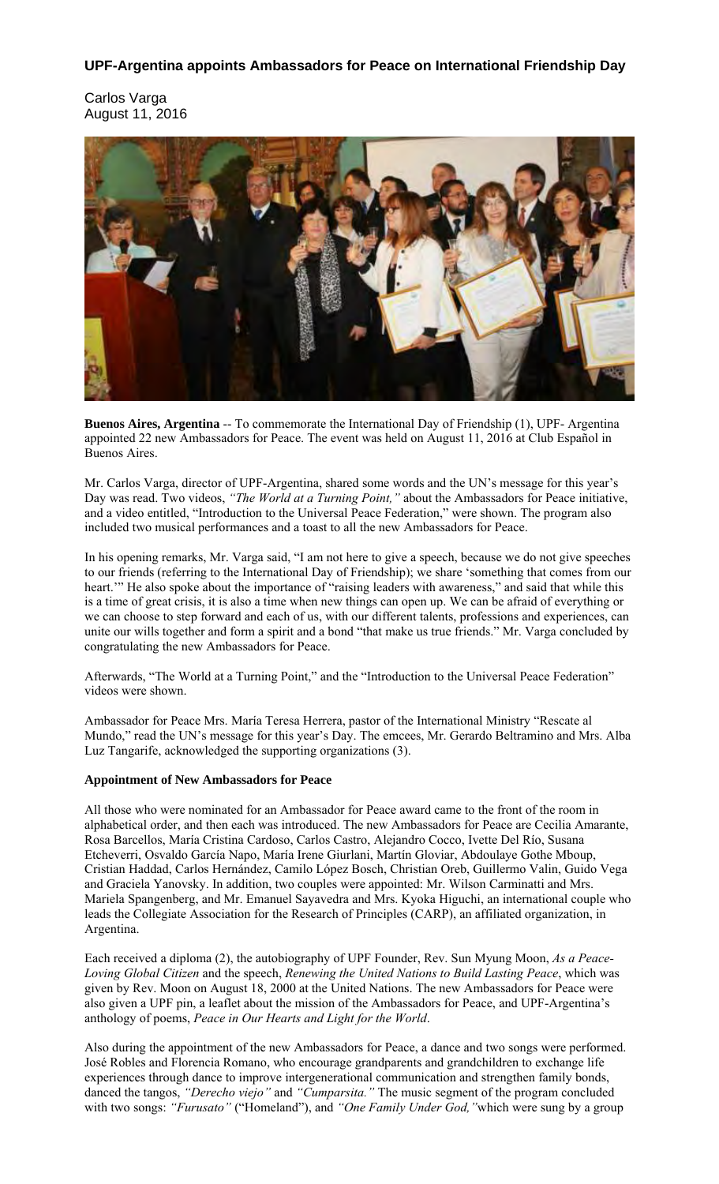# UPF-Argentina appoints Ambassadors for Peace on International Friendship Day

Carlos Varga
August 11, 2016

**Buenos Aires, Argentina** -- To commemorate the International Day of Friendship (1), UPF- Argentina appointed 22 new Ambassadors for Peace. The event was held on August 11, 2016 at Club Español in Buenos Aires.

Mr. Carlos Varga, director of UPF-Argentina, shared some words and the UN's message for this year's Day was read. Two videos, *"The World at a Turning Point,"* about the Ambassadors for Peace initiative, and a video entitled, "Introduction to the Universal Peace Federation," were shown. The program also included two musical performances and a toast to all the new Ambassadors for Peace.

In his opening remarks, Mr. Varga said, "I am not here to give a speech, because we do not give speeches to our friends (referring to the International Day of Friendship); we share 'something that comes from our heart.'" He also spoke about the importance of "raising leaders with awareness," and said that while this is a time of great crisis, it is also a time when new things can open up. We can be afraid of everything or we can choose to step forward and each of us, with our different talents, professions and experiences, can unite our wills together and form a spirit and a bond "that make us true friends." Mr. Varga concluded by congratulating the new Ambassadors for Peace.

Afterwards, "The World at a Turning Point," and the "Introduction to the Universal Peace Federation" videos were shown.

Ambassador for Peace Mrs. María Teresa Herrera, pastor of the International Ministry "Rescate al Mundo," read the UN's message for this year's Day. The emcees, Mr. Gerardo Beltramino and Mrs. Alba Luz Tangarife, acknowledged the supporting organizations (3).

**Appointment of New Ambassadors for Peace**

All those who were nominated for an Ambassador for Peace award came to the front of the room in alphabetical order, and then each was introduced. The new Ambassadors for Peace are Cecilia Amarante, Rosa Barcellos, María Cristina Cardoso, Carlos Castro, Alejandro Cocco, Ivette Del Río, Susana Etcheverri, Osvaldo García Napo, María Irene Giurlani, Martín Gloviar, Abdoulaye Gothe Mboup, Cristian Haddad, Carlos Hernández, Camilo López Bosch, Christian Oreb, Guillermo Valin, Guido Vega and Graciela Yanovsky. In addition, two couples were appointed: Mr. Wilson Carminatti and Mrs. Mariela Spangenberg, and Mr. Emanuel Sayavedra and Mrs. Kyoka Higuchi, an international couple who leads the Collegiate Association for the Research of Principles (CARP), an affiliated organization, in Argentina.

Each received a diploma (2), the autobiography of UPF Founder, Rev. Sun Myung Moon, *As a Peace-Loving Global Citizen* and the speech, *Renewing the United Nations to Build Lasting Peace*, which was given by Rev. Moon on August 18, 2000 at the United Nations. The new Ambassadors for Peace were also given a UPF pin, a leaflet about the mission of the Ambassadors for Peace, and UPF-Argentina's anthology of poems, *Peace in Our Hearts and Light for the World*.

Also during the appointment of the new Ambassadors for Peace, a dance and two songs were performed. José Robles and Florencia Romano, who encourage grandparents and grandchildren to exchange life experiences through dance to improve intergenerational communication and strengthen family bonds, danced the tangos, *"Derecho viejo"* and *"Cumparsita."* The music segment of the program concluded with two songs: *"Furusato"* ("Homeland"), and *"One Family Under God,"* which were sung by a group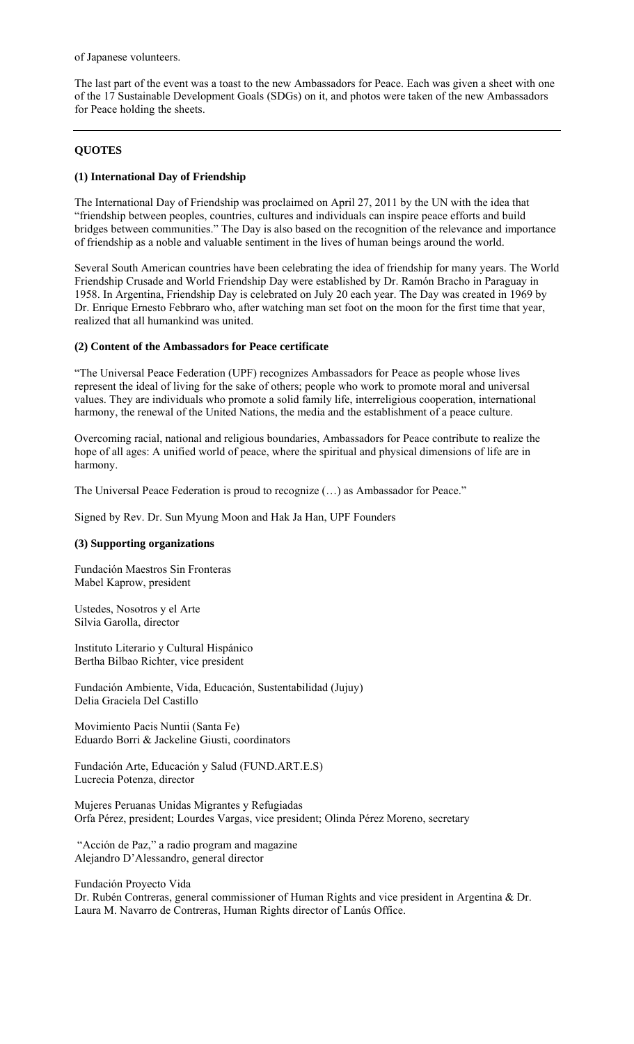of Japanese volunteers.

The last part of the event was a toast to the new Ambassadors for Peace. Each was given a sheet with one of the 17 Sustainable Development Goals (SDGs) on it, and photos were taken of the new Ambassadors for Peace holding the sheets.

---

**QUOTES**

**(1) International Day of Friendship**

The International Day of Friendship was proclaimed on April 27, 2011 by the UN with the idea that "friendship between peoples, countries, cultures and individuals can inspire peace efforts and build bridges between communities." The Day is also based on the recognition of the relevance and importance of friendship as a noble and valuable sentiment in the lives of human beings around the world.

Several South American countries have been celebrating the idea of friendship for many years. The World Friendship Crusade and World Friendship Day were established by Dr. Ramón Bracho in Paraguay in 1958. In Argentina, Friendship Day is celebrated on July 20 each year. The Day was created in 1969 by Dr. Enrique Ernesto Febbraro who, after watching man set foot on the moon for the first time that year, realized that all humankind was united.

**(2) Content of the Ambassadors for Peace certificate**

"The Universal Peace Federation (UPF) recognizes Ambassadors for Peace as people whose lives represent the ideal of living for the sake of others; people who work to promote moral and universal values. They are individuals who promote a solid family life, interreligious cooperation, international harmony, the renewal of the United Nations, the media and the establishment of a peace culture.

Overcoming racial, national and religious boundaries, Ambassadors for Peace contribute to realize the hope of all ages: A unified world of peace, where the spiritual and physical dimensions of life are in harmony.

The Universal Peace Federation is proud to recognize (…) as Ambassador for Peace."

Signed by Rev. Dr. Sun Myung Moon and Hak Ja Han, UPF Founders

**(3) Supporting organizations**

Fundación Maestros Sin Fronteras
Mabel Kaprow, president

Ustedes, Nosotros y el Arte
Silvia Garolla, director

Instituto Literario y Cultural Hispánico
Bertha Bilbao Richter, vice president

Fundación Ambiente, Vida, Educación, Sustentabilidad (Jujuy)
Delia Graciela Del Castillo

Movimiento Pacis Nuntii (Santa Fe)
Eduardo Borri & Jackeline Giusti, coordinators

Fundación Arte, Educación y Salud (FUND.ART.E.S)
Lucrecia Potenza, director

Mujeres Peruanas Unidas Migrantes y Refugiadas
Orfa Pérez, president; Lourdes Vargas, vice president; Olinda Pérez Moreno, secretary

"Acción de Paz," a radio program and magazine
Alejandro D'Alessandro, general director

Fundación Proyecto Vida
Dr. Rubén Contreras, general commissioner of Human Rights and vice president in Argentina & Dr. Laura M. Navarro de Contreras, Human Rights director of Lanús Office.